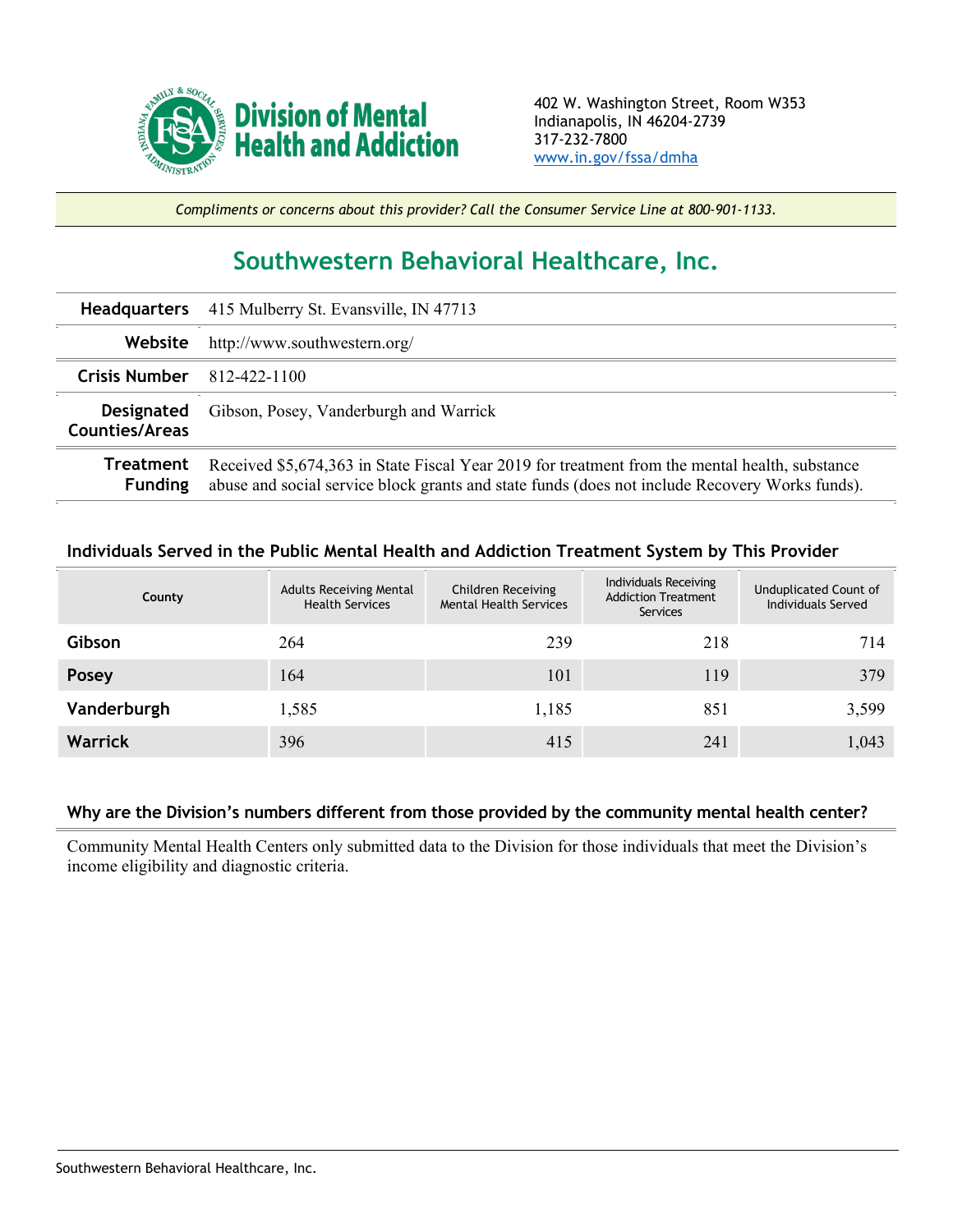**Division of Mental Health and Addiction**

402 W. Washington Street, Room W353
Indianapolis, IN 46204-2739
317-232-7800
www.in.gov/fssa/dmha

*Compliments or concerns about this provider? Call the Consumer Service Line at 800-901-1133.*

# Southwestern Behavioral Healthcare, Inc.

| | |
|---|---|
| **Headquarters** | 415 Mulberry St. Evansville, IN 47713 |
| **Website** | http://www.southwestern.org/ |
| **Crisis Number** | 812-422-1100 |
| **Designated Counties/Areas** | Gibson, Posey, Vanderburgh and Warrick |
| **Treatment Funding** | Received $5,674,363 in State Fiscal Year 2019 for treatment from the mental health, substance abuse and social service block grants and state funds (does not include Recovery Works funds). |

### Individuals Served in the Public Mental Health and Addiction Treatment System by This Provider

| County | Adults Receiving Mental Health Services | Children Receiving Mental Health Services | Individuals Receiving Addiction Treatment Services | Unduplicated Count of Individuals Served |
|---|---|---|---|---|
| **Gibson** | 264 | 239 | 218 | 714 |
| **Posey** | 164 | 101 | 119 | 379 |
| **Vanderburgh** | 1,585 | 1,185 | 851 | 3,599 |
| **Warrick** | 396 | 415 | 241 | 1,043 |

### Why are the Division's numbers different from those provided by the community mental health center?

Community Mental Health Centers only submitted data to the Division for those individuals that meet the Division's income eligibility and diagnostic criteria.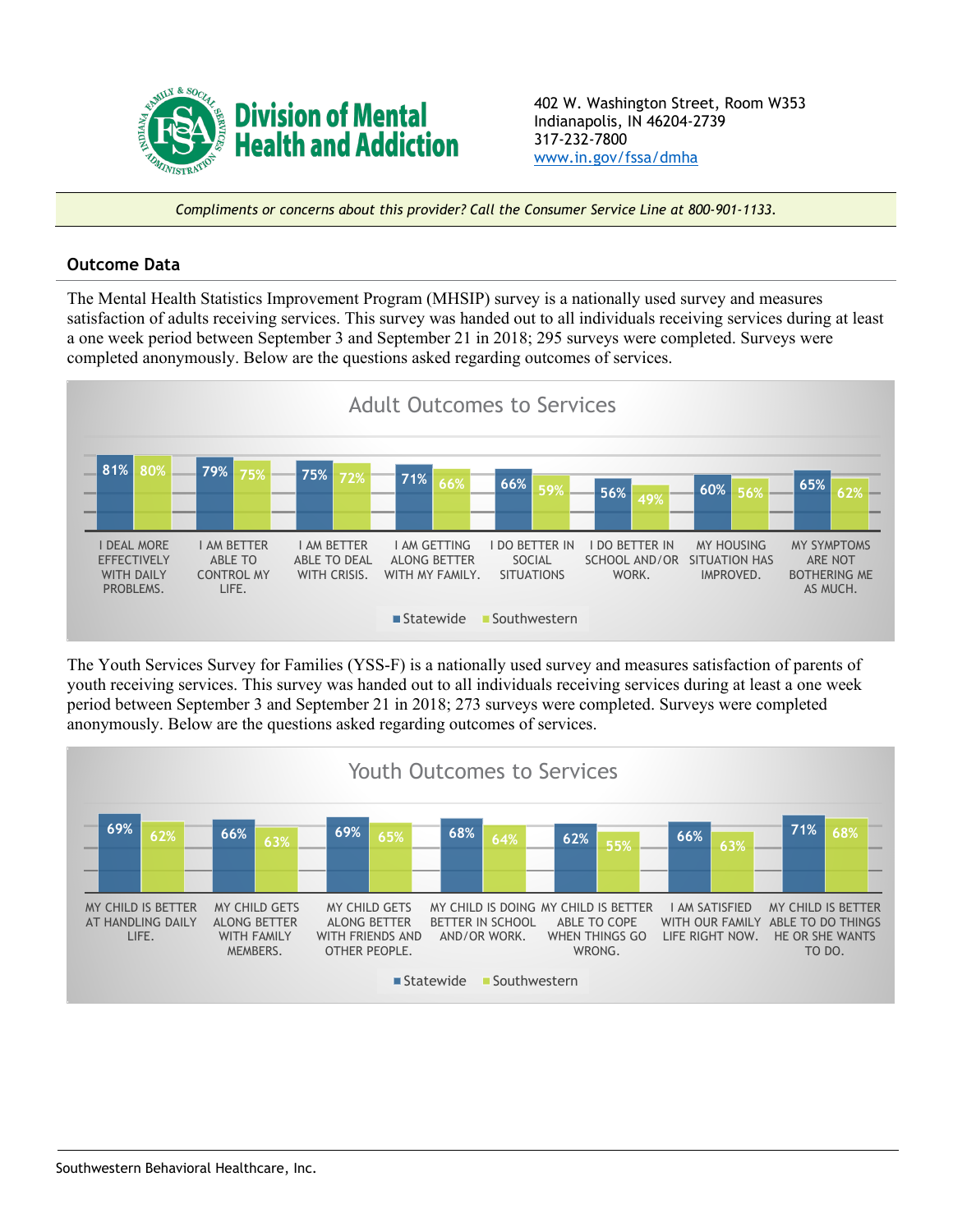Division of Mental Health and Addiction

402 W. Washington Street, Room W353
Indianapolis, IN 46204-2739
317-232-7800
www.in.gov/fssa/dmha

*Compliments or concerns about this provider? Call the Consumer Service Line at 800-901-1133.*

## Outcome Data

The Mental Health Statistics Improvement Program (MHSIP) survey is a nationally used survey and measures satisfaction of adults receiving services. This survey was handed out to all individuals receiving services during at least a one week period between September 3 and September 21 in 2018; 295 surveys were completed. Surveys were completed anonymously. Below are the questions asked regarding outcomes of services.

Adult Outcomes to Services

I DEAL MORE EFFECTIVELY WITH DAILY PROBLEMS. 81% 80%
I AM BETTER ABLE TO CONTROL MY LIFE. 79% 75%
I AM BETTER ABLE TO DEAL WITH CRISIS. 75% 72%
I AM GETTING ALONG BETTER WITH MY FAMILY. 71% 66%
I DO BETTER IN SOCIAL SITUATIONS 66% 59%
I DO BETTER IN SCHOOL AND/OR WORK. 56% 49%
MY HOUSING SITUATION HAS IMPROVED. 60% 56%
MY SYMPTOMS ARE NOT BOTHERING ME AS MUCH. 65% 62%

Statewide
Southwestern

The Youth Services Survey for Families (YSS-F) is a nationally used survey and measures satisfaction of parents of youth receiving services. This survey was handed out to all individuals receiving services during at least a one week period between September 3 and September 21 in 2018; 273 surveys were completed. Surveys were completed anonymously. Below are the questions asked regarding outcomes of services.

Youth Outcomes to Services

MY CHILD IS BETTER AT HANDLING DAILY LIFE. 69% 62%
MY CHILD GETS ALONG BETTER WITH FAMILY MEMBERS. 66% 63%
MY CHILD GETS ALONG BETTER WITH FRIENDS AND OTHER PEOPLE. 69% 65%
MY CHILD IS DOING BETTER IN SCHOOL AND/OR WORK. 68% 64%
MY CHILD IS BETTER ABLE TO COPE WHEN THINGS GO WRONG. 62% 55%
I AM SATISFIED WITH OUR FAMILY LIFE RIGHT NOW. 66% 63%
MY CHILD IS BETTER ABLE TO DO THINGS HE OR SHE WANTS TO DO. 71% 68%

Statewide
Southwestern

Southwestern Behavioral Healthcare, Inc.